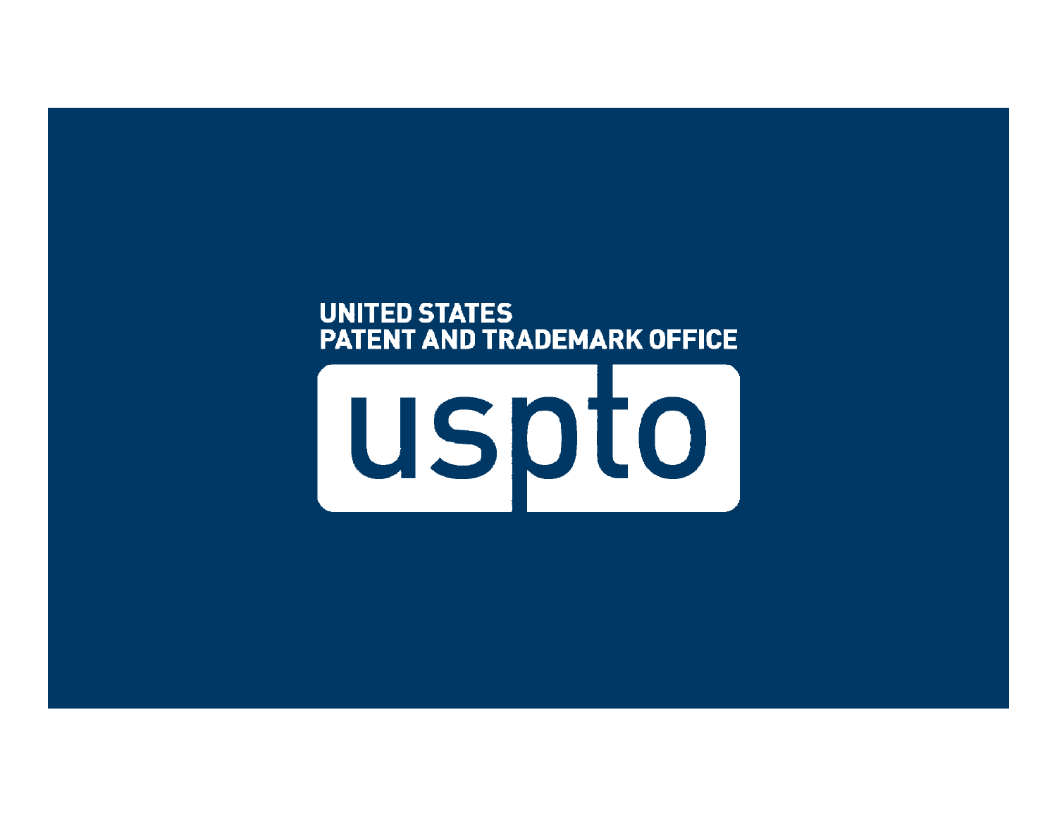UNITED STATES
PATENT AND TRADEMARK OFFICE

uspto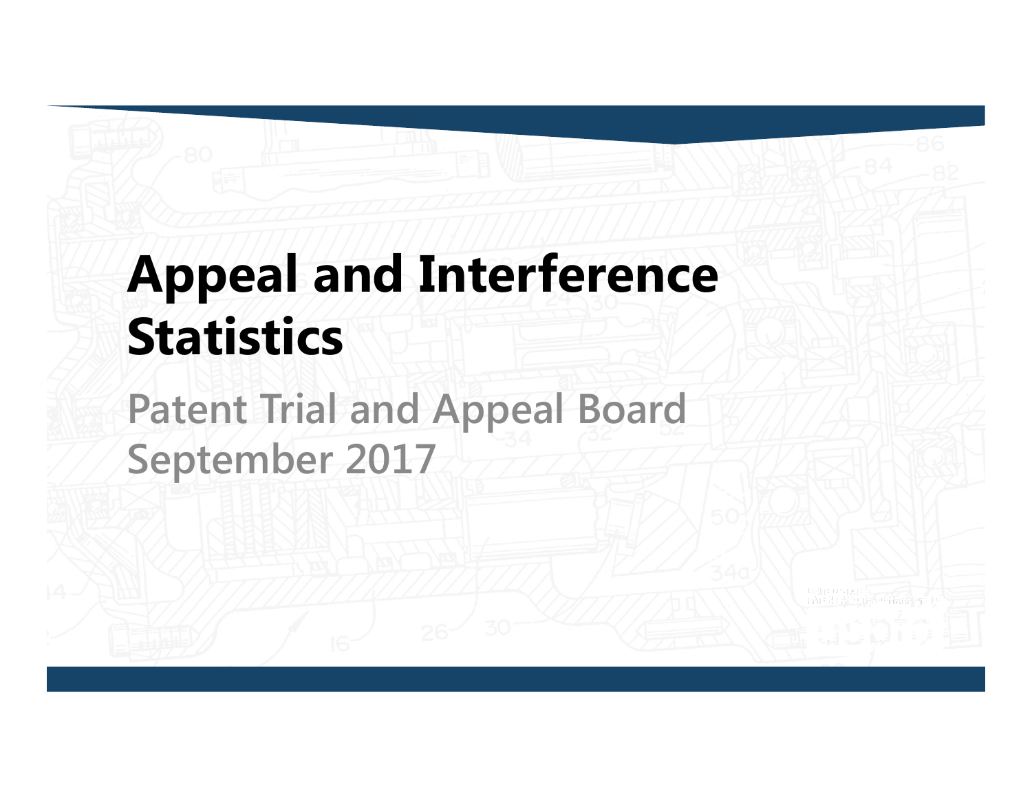# Appeal and Interference Statistics

## Patent Trial and Appeal Board
## September 2017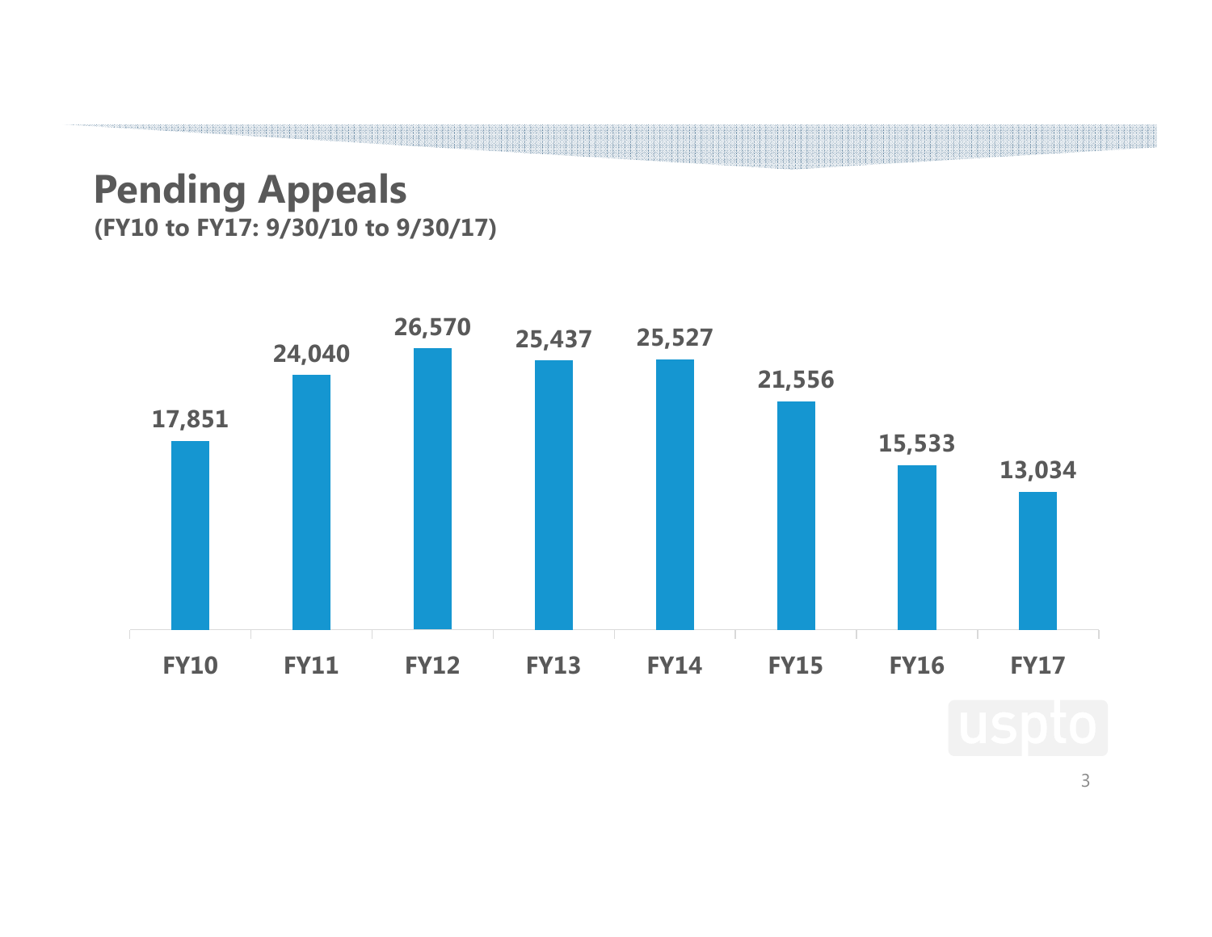# Pending Appeals

**(FY10 to FY17: 9/30/10 to 9/30/17)**

| FY10 | FY11 | FY12 | FY13 | FY14 | FY15 | FY16 | FY17 |
|---|---|---|---|---|---|---|---|
| 17,851 | 24,040 | 26,570 | 25,437 | 25,527 | 21,556 | 15,533 | 13,034 |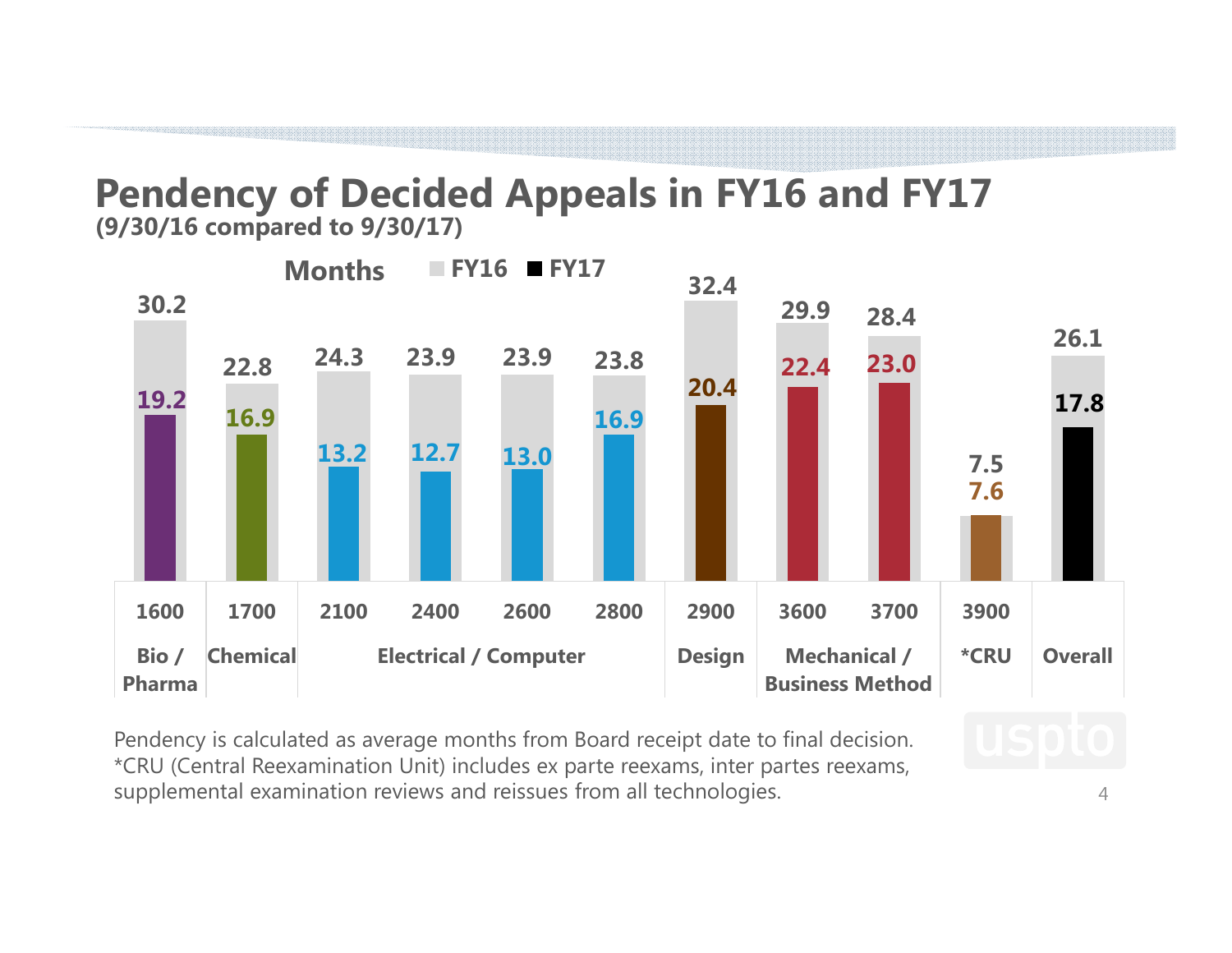# Pendency of Decided Appeals in FY16 and FY17

**(9/30/16 compared to 9/30/17)**

Months

| Technology Center | Category | FY16 | FY17 |
|---|---|---|---|
| 1600 | Bio / Pharma | 30.2 | 19.2 |
| 1700 | Chemical | 22.8 | 16.9 |
| 2100 | Electrical / Computer | 24.3 | 13.2 |
| 2400 | Electrical / Computer | 23.9 | 12.7 |
| 2600 | Electrical / Computer | 23.9 | 13.0 |
| 2800 | Electrical / Computer | 23.8 | 16.9 |
| 2900 | Design | 32.4 | 20.4 |
| 3600 | Mechanical / Business Method | 29.9 | 22.4 |
| 3700 | Mechanical / Business Method | 28.4 | 23.0 |
| 3900 | *CRU | 7.5 | 7.6 |
| | Overall | 26.1 | 17.8 |

Pendency is calculated as average months from Board receipt date to final decision.
*CRU (Central Reexamination Unit) includes ex parte reexams, inter partes reexams, supplemental examination reviews and reissues from all technologies.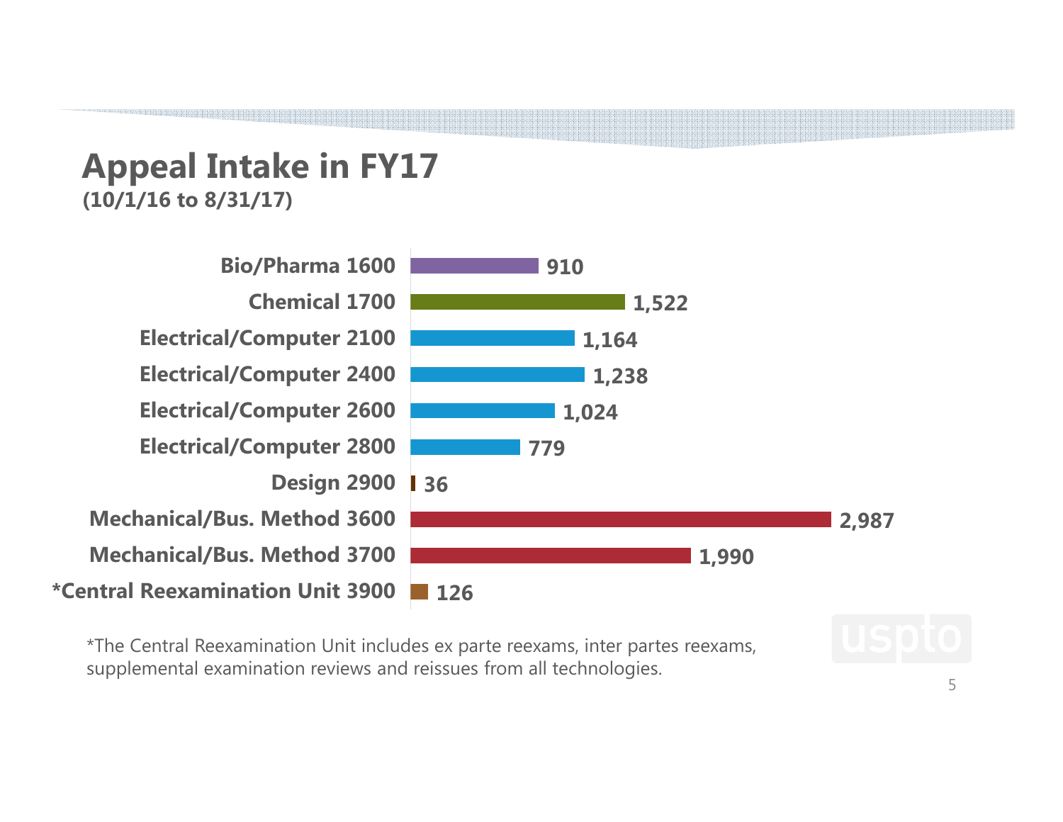# Appeal Intake in FY17

**(10/1/16 to 8/31/17)**

| Technology Center | Appeals |
| --- | --- |
| Bio/Pharma 1600 | 910 |
| Chemical 1700 | 1,522 |
| Electrical/Computer 2100 | 1,164 |
| Electrical/Computer 2400 | 1,238 |
| Electrical/Computer 2600 | 1,024 |
| Electrical/Computer 2800 | 779 |
| Design 2900 | 36 |
| Mechanical/Bus. Method 3600 | 2,987 |
| Mechanical/Bus. Method 3700 | 1,990 |
| *Central Reexamination Unit 3900 | 126 |

*The Central Reexamination Unit includes ex parte reexams, inter partes reexams, supplemental examination reviews and reissues from all technologies.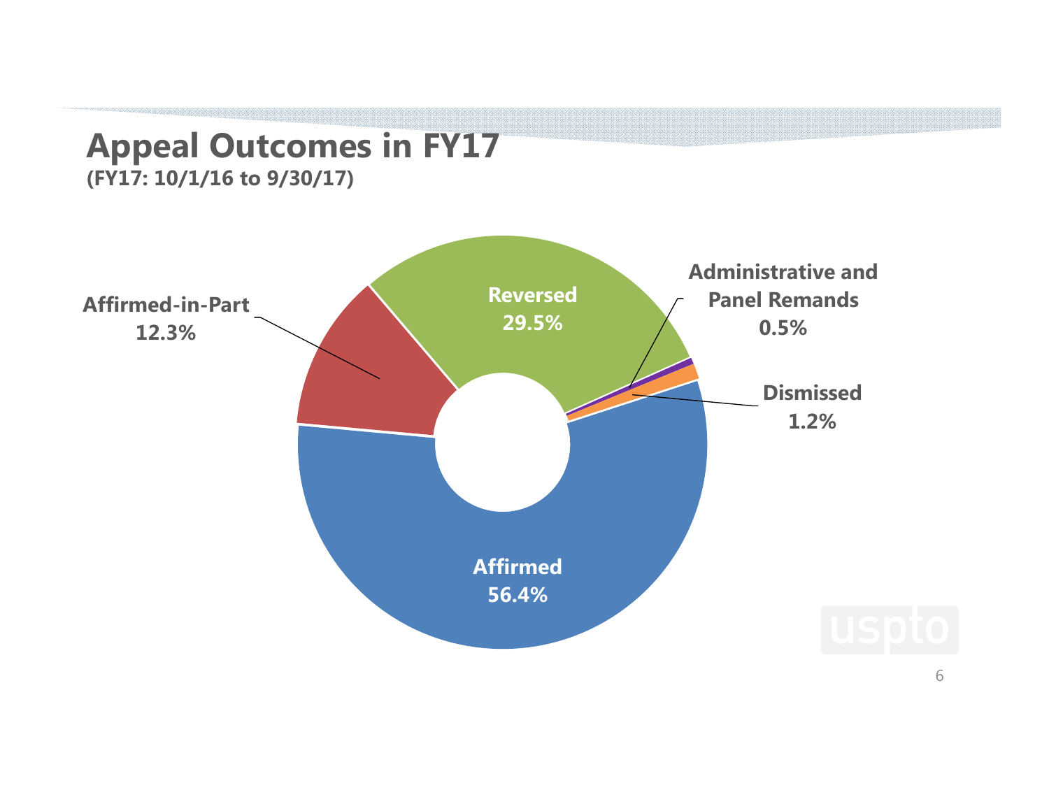# Appeal Outcomes in FY17

**(FY17: 10/1/16 to 9/30/17)**

Reversed 29.5%

Administrative and Panel Remands 0.5%

Dismissed 1.2%

Affirmed 56.4%

Affirmed-in-Part 12.3%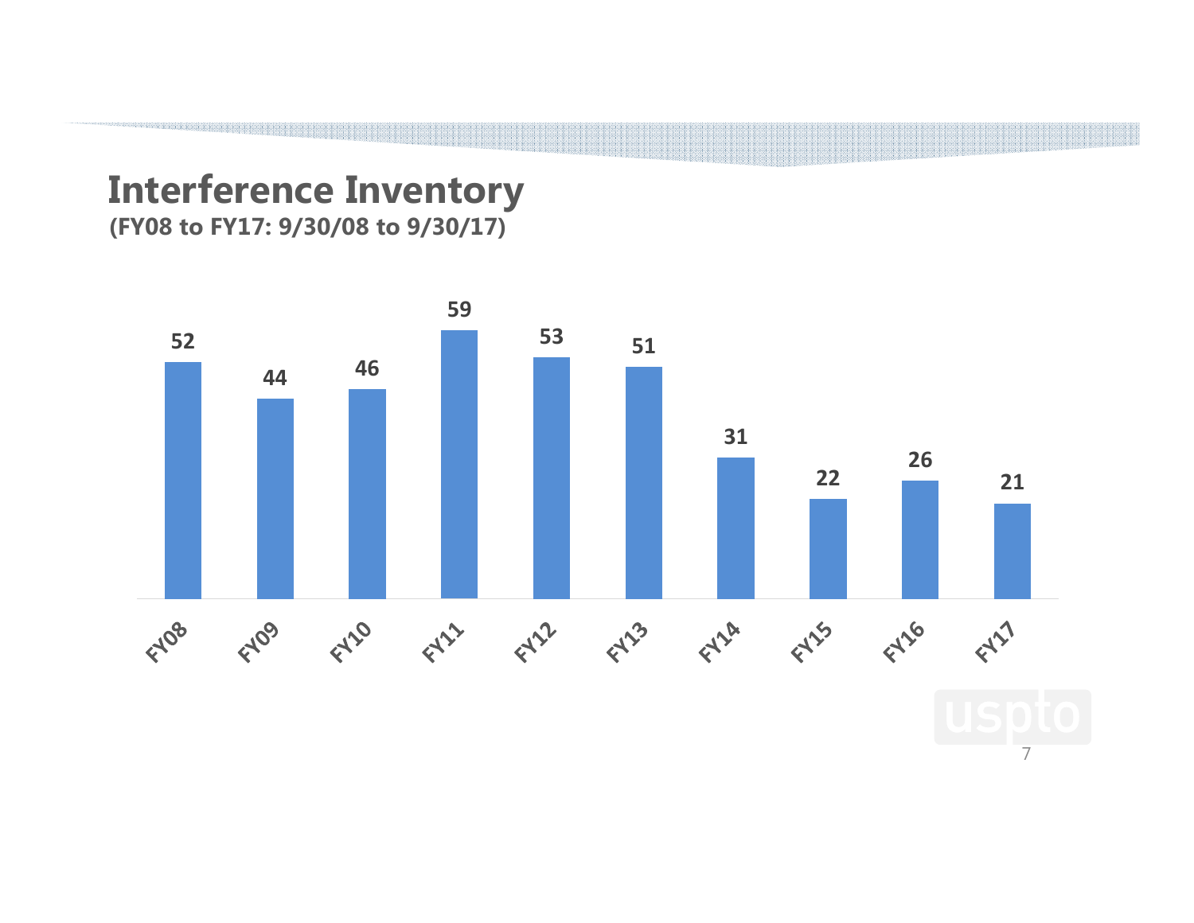# Interference Inventory

**(FY08 to FY17: 9/30/08 to 9/30/17)**

| FY08 | FY09 | FY10 | FY11 | FY12 | FY13 | FY14 | FY15 | FY16 | FY17 |
|---|---|---|---|---|---|---|---|---|---|
| 52 | 44 | 46 | 59 | 53 | 51 | 31 | 22 | 26 | 21 |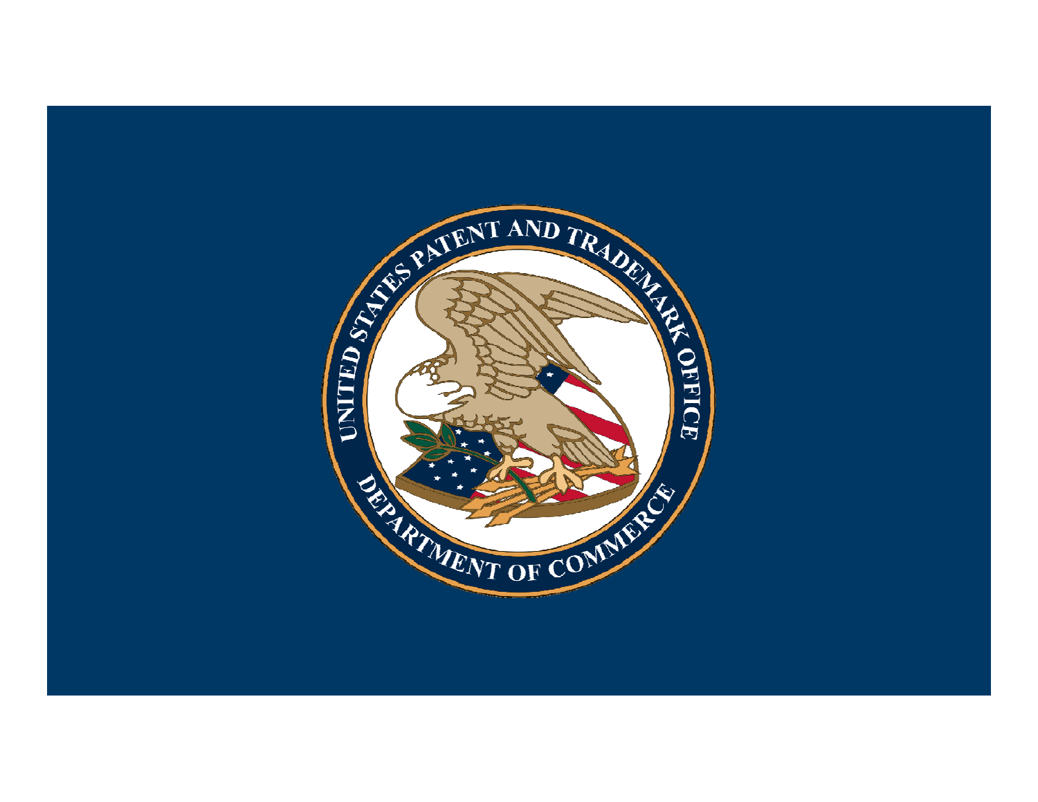UNITED STATES PATENT AND TRADEMARK OFFICE

DEPARTMENT OF COMMERCE